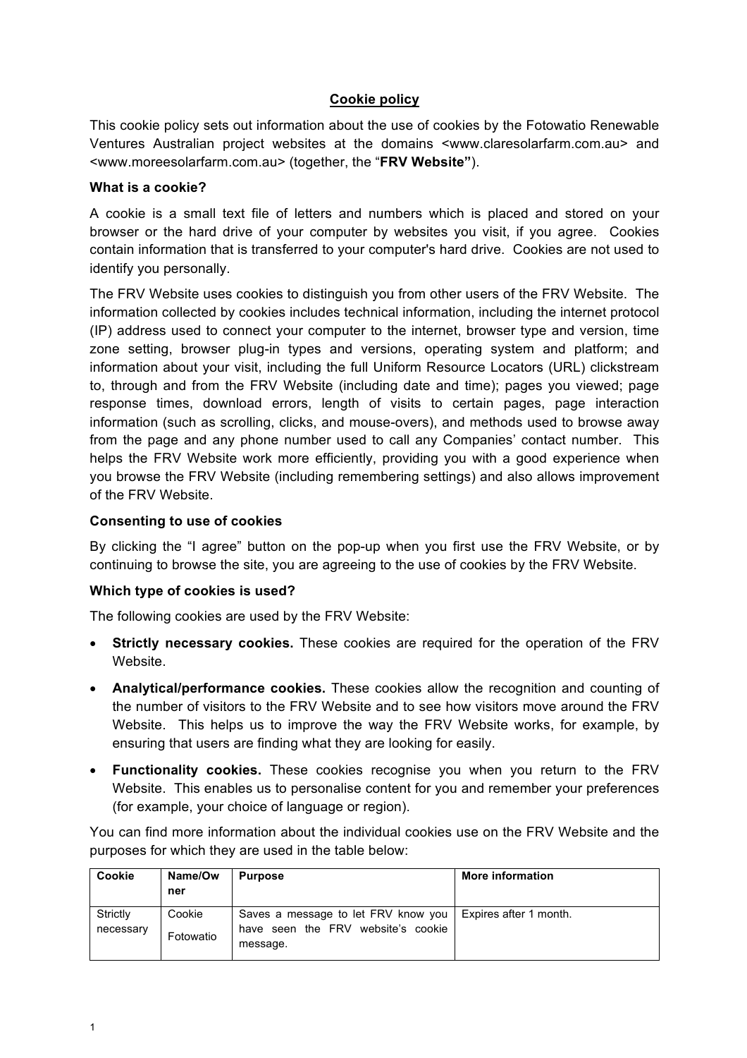# Cookie policy

This cookie policy sets out information about the use of cookies by the Fotowatio Renewable Ventures Australian project websites at the domains <www.claresolarfarm.com.au> and <www.moreesolarfarm.com.au> (together, the "**FRV Website"**).

**What is a cookie?**

A cookie is a small text file of letters and numbers which is placed and stored on your browser or the hard drive of your computer by websites you visit, if you agree. Cookies contain information that is transferred to your computer's hard drive. Cookies are not used to identify you personally.

The FRV Website uses cookies to distinguish you from other users of the FRV Website. The information collected by cookies includes technical information, including the internet protocol (IP) address used to connect your computer to the internet, browser type and version, time zone setting, browser plug-in types and versions, operating system and platform; and information about your visit, including the full Uniform Resource Locators (URL) clickstream to, through and from the FRV Website (including date and time); pages you viewed; page response times, download errors, length of visits to certain pages, page interaction information (such as scrolling, clicks, and mouse-overs), and methods used to browse away from the page and any phone number used to call any Companies' contact number. This helps the FRV Website work more efficiently, providing you with a good experience when you browse the FRV Website (including remembering settings) and also allows improvement of the FRV Website.

**Consenting to use of cookies**

By clicking the "I agree" button on the pop-up when you first use the FRV Website, or by continuing to browse the site, you are agreeing to the use of cookies by the FRV Website.

**Which type of cookies is used?**

The following cookies are used by the FRV Website:

- **Strictly necessary cookies.** These cookies are required for the operation of the FRV Website.
- **Analytical/performance cookies.** These cookies allow the recognition and counting of the number of visitors to the FRV Website and to see how visitors move around the FRV Website. This helps us to improve the way the FRV Website works, for example, by ensuring that users are finding what they are looking for easily.
- **Functionality cookies.** These cookies recognise you when you return to the FRV Website. This enables us to personalise content for you and remember your preferences (for example, your choice of language or region).

You can find more information about the individual cookies use on the FRV Website and the purposes for which they are used in the table below:

| Cookie | Name/Owner | Purpose | More information |
| --- | --- | --- | --- |
| Strictly necessary | Cookie Fotowatio | Saves a message to let FRV know you have seen the FRV website's cookie message. | Expires after 1 month. |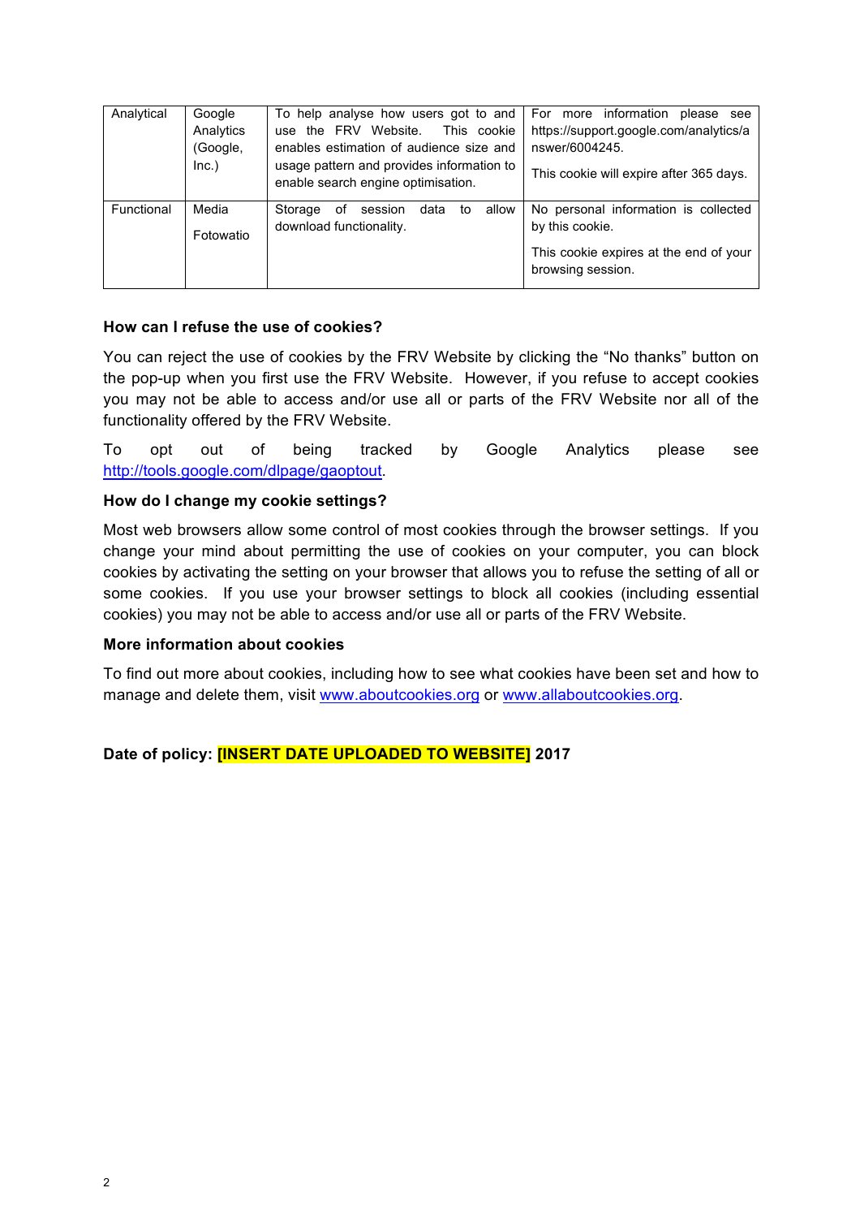| | | | |
|---|---|---|---|
| Analytical | Google Analytics (Google, Inc.) | To help analyse how users got to and use the FRV Website. This cookie enables estimation of audience size and usage pattern and provides information to enable search engine optimisation. | For more information please see https://support.google.com/analytics/answer/6004245.<br><br>This cookie will expire after 365 days. |
| Functional | Media<br><br>Fotowatio | Storage of session data to allow download functionality. | No personal information is collected by this cookie.<br><br>This cookie expires at the end of your browsing session. |

**How can I refuse the use of cookies?**

You can reject the use of cookies by the FRV Website by clicking the "No thanks" button on the pop-up when you first use the FRV Website. However, if you refuse to accept cookies you may not be able to access and/or use all or parts of the FRV Website nor all of the functionality offered by the FRV Website.

To opt out of being tracked by Google Analytics please see http://tools.google.com/dlpage/gaoptout.

**How do I change my cookie settings?**

Most web browsers allow some control of most cookies through the browser settings. If you change your mind about permitting the use of cookies on your computer, you can block cookies by activating the setting on your browser that allows you to refuse the setting of all or some cookies. If you use your browser settings to block all cookies (including essential cookies) you may not be able to access and/or use all or parts of the FRV Website.

**More information about cookies**

To find out more about cookies, including how to see what cookies have been set and how to manage and delete them, visit www.aboutcookies.org or www.allaboutcookies.org.

**Date of policy: [INSERT DATE UPLOADED TO WEBSITE] 2017**